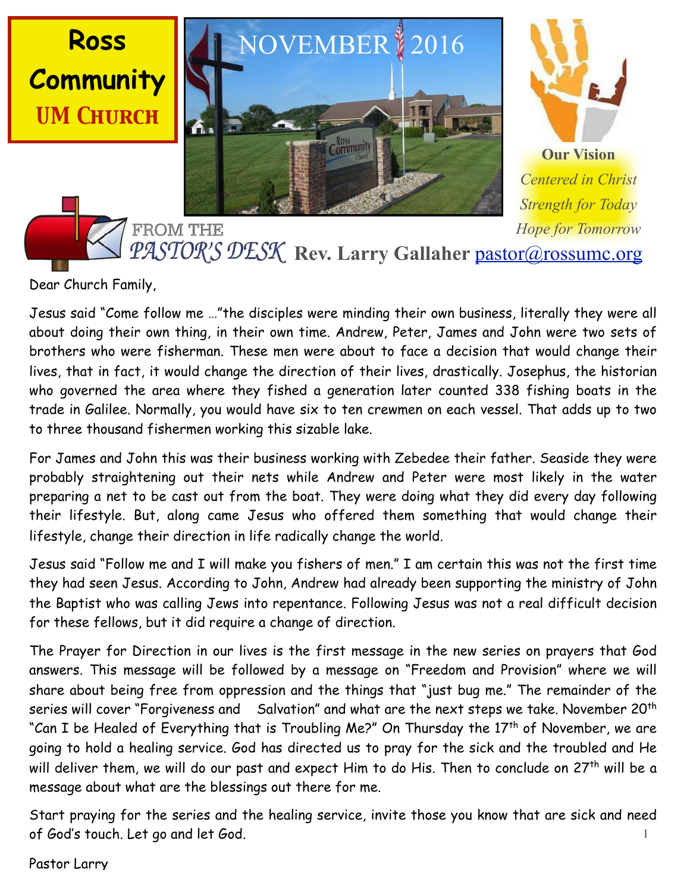# Ross Community UM Church

## NOVEMBER 2016

**Our Vision**

*Centered in Christ*
*Strength for Today*
*Hope for Tomorrow*

## FROM THE PASTOR'S DESK Rev. Larry Gallaher pastor@rossumc.org

Dear Church Family,

Jesus said "Come follow me …"the disciples were minding their own business, literally they were all about doing their own thing, in their own time. Andrew, Peter, James and John were two sets of brothers who were fisherman. These men were about to face a decision that would change their lives, that in fact, it would change the direction of their lives, drastically. Josephus, the historian who governed the area where they fished a generation later counted 338 fishing boats in the trade in Galilee. Normally, you would have six to ten crewmen on each vessel. That adds up to two to three thousand fishermen working this sizable lake.

For James and John this was their business working with Zebedee their father. Seaside they were probably straightening out their nets while Andrew and Peter were most likely in the water preparing a net to be cast out from the boat. They were doing what they did every day following their lifestyle. But, along came Jesus who offered them something that would change their lifestyle, change their direction in life radically change the world.

Jesus said "Follow me and I will make you fishers of men." I am certain this was not the first time they had seen Jesus. According to John, Andrew had already been supporting the ministry of John the Baptist who was calling Jews into repentance. Following Jesus was not a real difficult decision for these fellows, but it did require a change of direction.

The Prayer for Direction in our lives is the first message in the new series on prayers that God answers. This message will be followed by a message on "Freedom and Provision" where we will share about being free from oppression and the things that "just bug me." The remainder of the series will cover "Forgiveness and Salvation" and what are the next steps we take. November 20th "Can I be Healed of Everything that is Troubling Me?" On Thursday the 17th of November, we are going to hold a healing service. God has directed us to pray for the sick and the troubled and He will deliver them, we will do our past and expect Him to do His. Then to conclude on 27th will be a message about what are the blessings out there for me.

Start praying for the series and the healing service, invite those you know that are sick and need of God's touch. Let go and let God.

Pastor Larry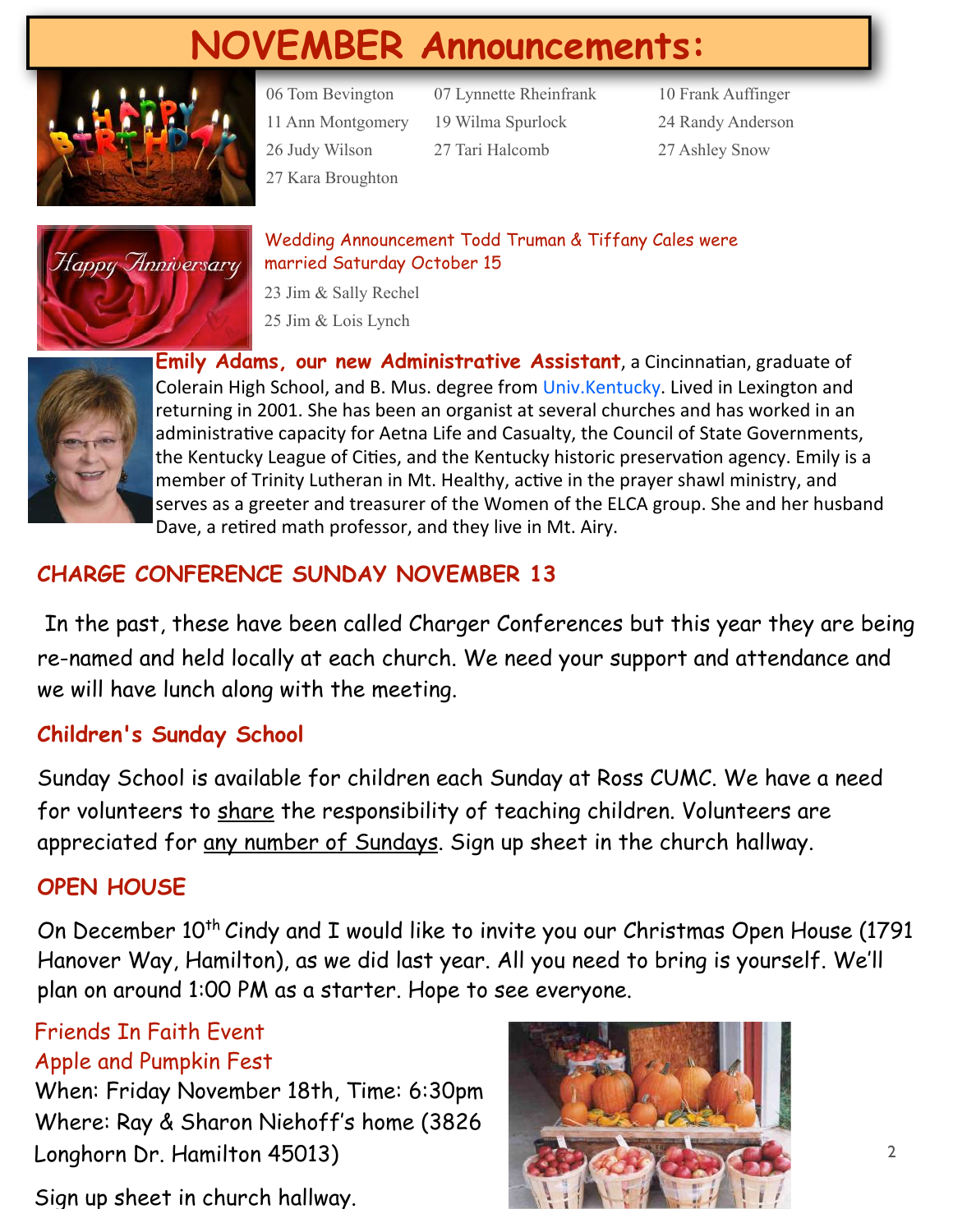# NOVEMBER Announcements:

06 Tom Bevington
07 Lynnette Rheinfrank
10 Frank Auffinger
11 Ann Montgomery
19 Wilma Spurlock
24 Randy Anderson
26 Judy Wilson
27 Tari Halcomb
27 Ashley Snow
27 Kara Broughton

Wedding Announcement Todd Truman & Tiffany Cales were married Saturday October 15

23 Jim & Sally Rechel
25 Jim & Lois Lynch

**Emily Adams, our new Administrative Assistant**, a Cincinnatian, graduate of Colerain High School, and B. Mus. degree from Univ.Kentucky. Lived in Lexington and returning in 2001. She has been an organist at several churches and has worked in an administrative capacity for Aetna Life and Casualty, the Council of State Governments, the Kentucky League of Cities, and the Kentucky historic preservation agency. Emily is a member of Trinity Lutheran in Mt. Healthy, active in the prayer shawl ministry, and serves as a greeter and treasurer of the Women of the ELCA group. She and her husband Dave, a retired math professor, and they live in Mt. Airy.

## CHARGE CONFERENCE SUNDAY NOVEMBER 13

In the past, these have been called Charger Conferences but this year they are being re-named and held locally at each church. We need your support and attendance and we will have lunch along with the meeting.

## Children's Sunday School

Sunday School is available for children each Sunday at Ross CUMC. We have a need for volunteers to share the responsibility of teaching children. Volunteers are appreciated for any number of Sundays. Sign up sheet in the church hallway.

## OPEN HOUSE

On December 10th Cindy and I would like to invite you our Christmas Open House (1791 Hanover Way, Hamilton), as we did last year. All you need to bring is yourself. We'll plan on around 1:00 PM as a starter. Hope to see everyone.

## Friends In Faith Event
## Apple and Pumpkin Fest

When: Friday November 18th, Time: 6:30pm
Where: Ray & Sharon Niehoff's home (3826 Longhorn Dr. Hamilton 45013)

Sign up sheet in church hallway.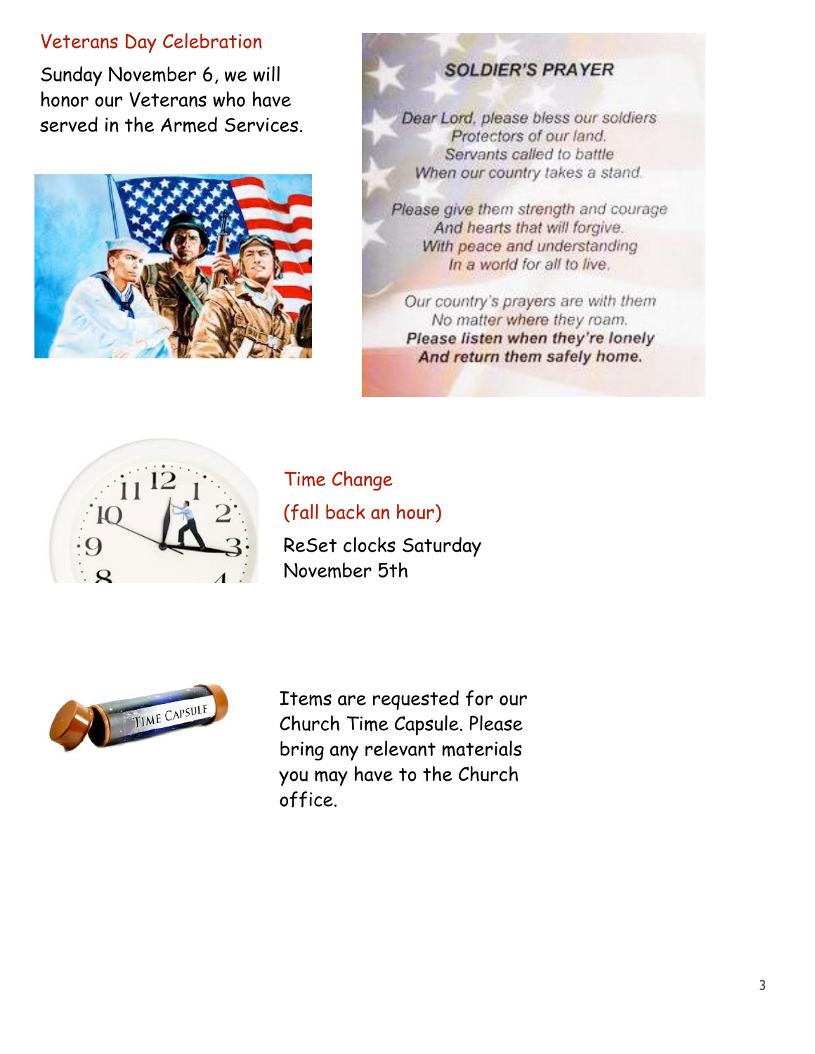## Veterans Day Celebration

Sunday November 6, we will honor our Veterans who have served in the Armed Services.

### SOLDIER'S PRAYER

*Dear Lord, please bless our soldiers*
*Protectors of our land.*
*Servants called to battle*
*When our country takes a stand.*

*Please give them strength and courage*
*And hearts that will forgive.*
*With peace and understanding*
*In a world for all to live.*

*Our country's prayers are with them*
*No matter where they roam.*
***Please listen when they're lonely***
***And return them safely home.***

## Time Change

## (fall back an hour)

ReSet clocks Saturday November 5th

Items are requested for our Church Time Capsule. Please bring any relevant materials you may have to the Church office.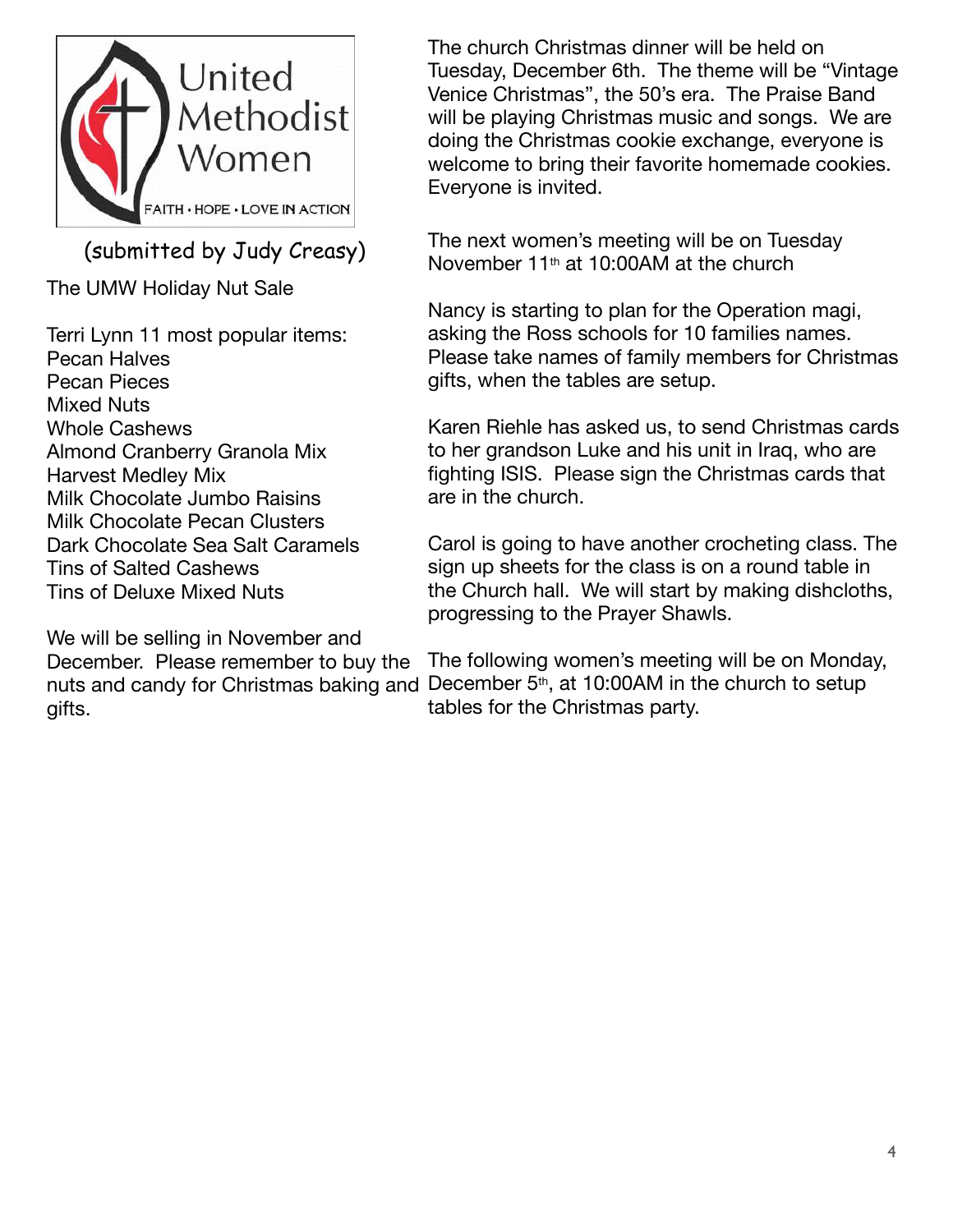United Methodist Women

FAITH · HOPE · LOVE IN ACTION

(submitted by Judy Creasy)

The UMW Holiday Nut Sale

Terri Lynn 11 most popular items:
Pecan Halves
Pecan Pieces
Mixed Nuts
Whole Cashews
Almond Cranberry Granola Mix
Harvest Medley Mix
Milk Chocolate Jumbo Raisins
Milk Chocolate Pecan Clusters
Dark Chocolate Sea Salt Caramels
Tins of Salted Cashews
Tins of Deluxe Mixed Nuts

We will be selling in November and December. Please remember to buy the nuts and candy for Christmas baking and gifts.

The church Christmas dinner will be held on Tuesday, December 6th. The theme will be "Vintage Venice Christmas", the 50's era. The Praise Band will be playing Christmas music and songs. We are doing the Christmas cookie exchange, everyone is welcome to bring their favorite homemade cookies. Everyone is invited.

The next women's meeting will be on Tuesday November 11th at 10:00AM at the church

Nancy is starting to plan for the Operation magi, asking the Ross schools for 10 families names. Please take names of family members for Christmas gifts, when the tables are setup.

Karen Riehle has asked us, to send Christmas cards to her grandson Luke and his unit in Iraq, who are fighting ISIS. Please sign the Christmas cards that are in the church.

Carol is going to have another crocheting class. The sign up sheets for the class is on a round table in the Church hall. We will start by making dishcloths, progressing to the Prayer Shawls.

The following women's meeting will be on Monday, December 5th, at 10:00AM in the church to setup tables for the Christmas party.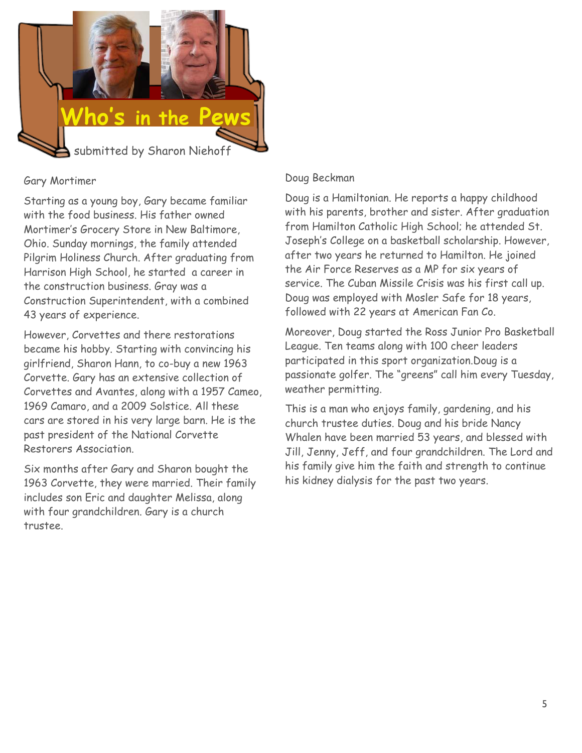# Who's in the Pews

submitted by Sharon Niehoff

## Gary Mortimer

Starting as a young boy, Gary became familiar with the food business. His father owned Mortimer's Grocery Store in New Baltimore, Ohio. Sunday mornings, the family attended Pilgrim Holiness Church. After graduating from Harrison High School, he started a career in the construction business. Gray was a Construction Superintendent, with a combined 43 years of experience.

However, Corvettes and there restorations became his hobby. Starting with convincing his girlfriend, Sharon Hann, to co-buy a new 1963 Corvette. Gary has an extensive collection of Corvettes and Avantes, along with a 1957 Cameo, 1969 Camaro, and a 2009 Solstice. All these cars are stored in his very large barn. He is the past president of the National Corvette Restorers Association.

Six months after Gary and Sharon bought the 1963 Corvette, they were married. Their family includes son Eric and daughter Melissa, along with four grandchildren. Gary is a church trustee.

## Doug Beckman

Doug is a Hamiltonian. He reports a happy childhood with his parents, brother and sister. After graduation from Hamilton Catholic High School; he attended St. Joseph's College on a basketball scholarship. However, after two years he returned to Hamilton. He joined the Air Force Reserves as a MP for six years of service. The Cuban Missile Crisis was his first call up. Doug was employed with Mosler Safe for 18 years, followed with 22 years at American Fan Co.

Moreover, Doug started the Ross Junior Pro Basketball League. Ten teams along with 100 cheer leaders participated in this sport organization.Doug is a passionate golfer. The "greens" call him every Tuesday, weather permitting.

This is a man who enjoys family, gardening, and his church trustee duties. Doug and his bride Nancy Whalen have been married 53 years, and blessed with Jill, Jenny, Jeff, and four grandchildren. The Lord and his family give him the faith and strength to continue his kidney dialysis for the past two years.